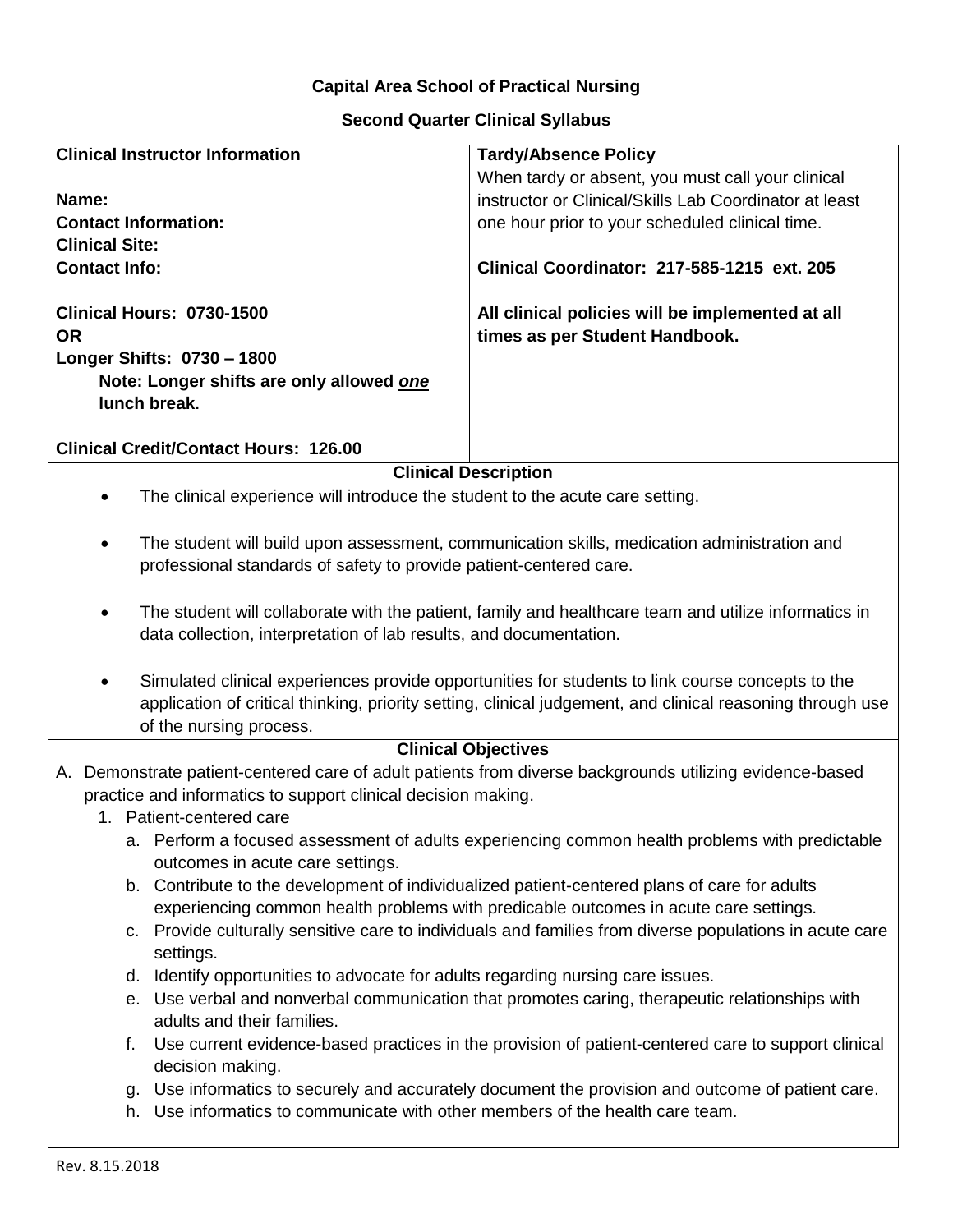**Capital Area School of Practical Nursing**

**Second Quarter Clinical Syllabus**

| **Clinical Instructor Information** | **Tardy/Absence Policy** |
|---|---|
| **Name:**<br>**Contact Information:**<br>**Clinical Site:**<br>**Contact Info:**<br><br>**Clinical Hours: 0730-1500**<br>**OR**<br>**Longer Shifts: 0730 – 1800**<br>**Note: Longer shifts are only allowed *one* lunch break.**<br><br>**Clinical Credit/Contact Hours: 126.00** | When tardy or absent, you must call your clinical instructor or Clinical/Skills Lab Coordinator at least one hour prior to your scheduled clinical time.<br><br>**Clinical Coordinator: 217-585-1215 ext. 205**<br><br>**All clinical policies will be implemented at all times as per Student Handbook.** |

**Clinical Description**

- The clinical experience will introduce the student to the acute care setting.
- The student will build upon assessment, communication skills, medication administration and professional standards of safety to provide patient-centered care.
- The student will collaborate with the patient, family and healthcare team and utilize informatics in data collection, interpretation of lab results, and documentation.
- Simulated clinical experiences provide opportunities for students to link course concepts to the application of critical thinking, priority setting, clinical judgement, and clinical reasoning through use of the nursing process.

**Clinical Objectives**

A. Demonstrate patient-centered care of adult patients from diverse backgrounds utilizing evidence-based practice and informatics to support clinical decision making.
   1. Patient-centered care
      a. Perform a focused assessment of adults experiencing common health problems with predictable outcomes in acute care settings.
      b. Contribute to the development of individualized patient-centered plans of care for adults experiencing common health problems with predicable outcomes in acute care settings.
      c. Provide culturally sensitive care to individuals and families from diverse populations in acute care settings.
      d. Identify opportunities to advocate for adults regarding nursing care issues.
      e. Use verbal and nonverbal communication that promotes caring, therapeutic relationships with adults and their families.
      f. Use current evidence-based practices in the provision of patient-centered care to support clinical decision making.
      g. Use informatics to securely and accurately document the provision and outcome of patient care.
      h. Use informatics to communicate with other members of the health care team.

Rev. 8.15.2018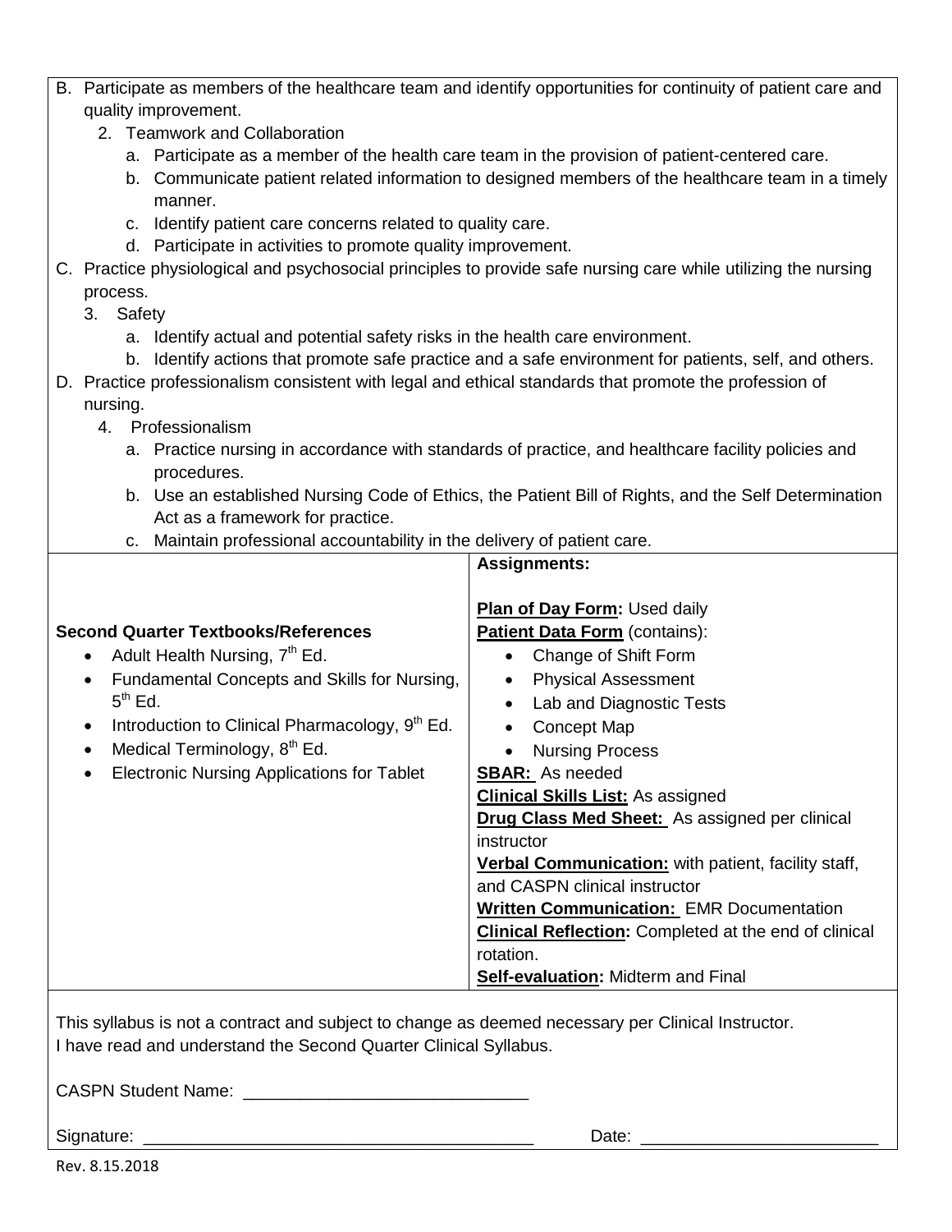B. Participate as members of the healthcare team and identify opportunities for continuity of patient care and quality improvement.

   2. Teamwork and Collaboration
      a. Participate as a member of the health care team in the provision of patient-centered care.
      b. Communicate patient related information to designed members of the healthcare team in a timely manner.
      c. Identify patient care concerns related to quality care.
      d. Participate in activities to promote quality improvement.

C. Practice physiological and psychosocial principles to provide safe nursing care while utilizing the nursing process.

   3. Safety
      a. Identify actual and potential safety risks in the health care environment.
      b. Identify actions that promote safe practice and a safe environment for patients, self, and others.

D. Practice professionalism consistent with legal and ethical standards that promote the profession of nursing.

   4. Professionalism
      a. Practice nursing in accordance with standards of practice, and healthcare facility policies and procedures.
      b. Use an established Nursing Code of Ethics, the Patient Bill of Rights, and the Self Determination Act as a framework for practice.
      c. Maintain professional accountability in the delivery of patient care.

**Second Quarter Textbooks/References**

- Adult Health Nursing, 7th Ed.
- Fundamental Concepts and Skills for Nursing, 5th Ed.
- Introduction to Clinical Pharmacology, 9th Ed.
- Medical Terminology, 8th Ed.
- Electronic Nursing Applications for Tablet

**Assignments:**

**Plan of Day Form:** Used daily
**Patient Data Form** (contains):

- Change of Shift Form
- Physical Assessment
- Lab and Diagnostic Tests
- Concept Map
- Nursing Process

**SBAR:** As needed
**Clinical Skills List:** As assigned
**Drug Class Med Sheet:** As assigned per clinical instructor
**Verbal Communication:** with patient, facility staff, and CASPN clinical instructor
**Written Communication:** EMR Documentation
**Clinical Reflection:** Completed at the end of clinical rotation.
**Self-evaluation:** Midterm and Final

This syllabus is not a contract and subject to change as deemed necessary per Clinical Instructor.
I have read and understand the Second Quarter Clinical Syllabus.

CASPN Student Name: ______________________________

Signature: __________________________________________ Date: _________________________

Rev. 8.15.2018